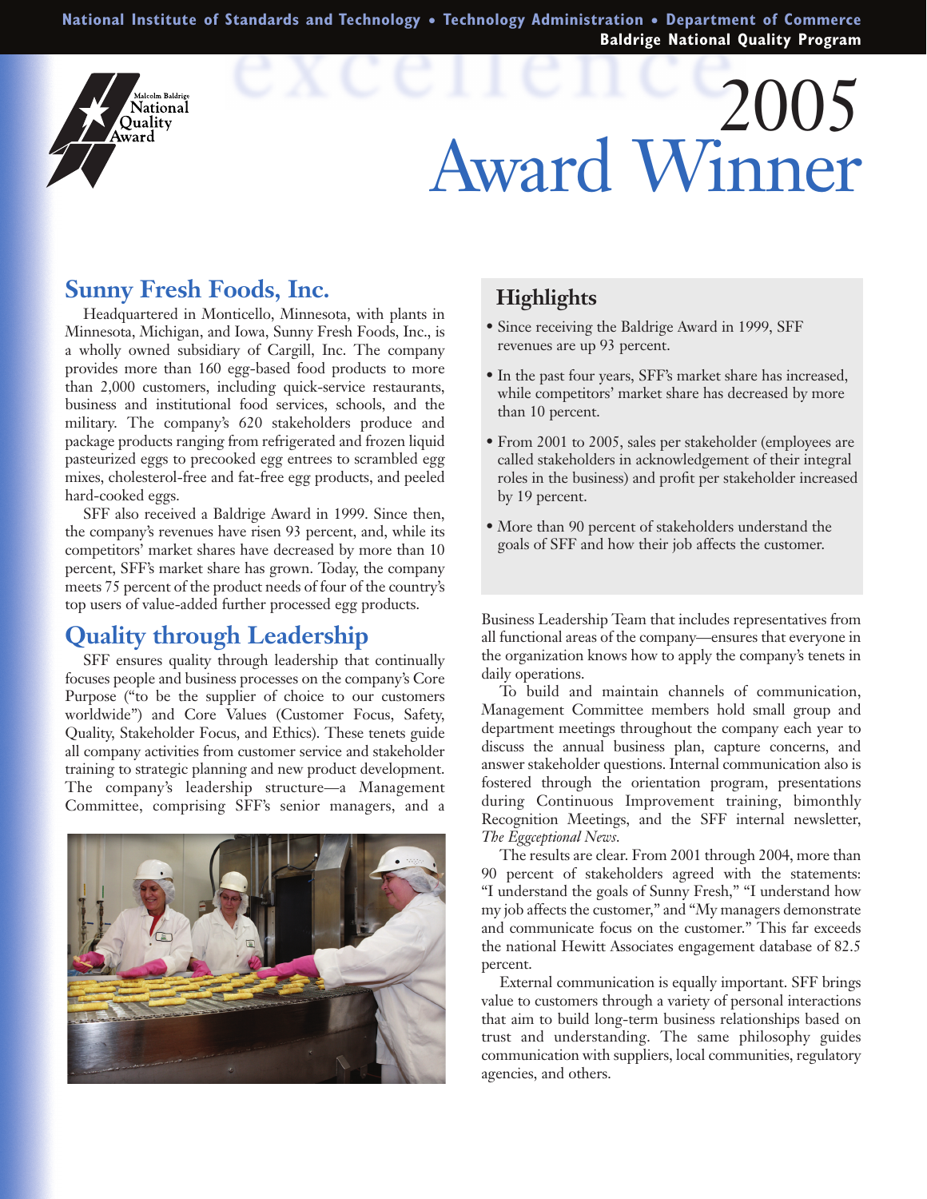National Institute of Standards and Technology • Technology Administration • Department of Commerce
Baldrige National Quality Program

Malcolm Baldrige National Quality Award

# 2005 Award Winner

## Sunny Fresh Foods, Inc.

Headquartered in Monticello, Minnesota, with plants in Minnesota, Michigan, and Iowa, Sunny Fresh Foods, Inc., is a wholly owned subsidiary of Cargill, Inc. The company provides more than 160 egg-based food products to more than 2,000 customers, including quick-service restaurants, business and institutional food services, schools, and the military. The company's 620 stakeholders produce and package products ranging from refrigerated and frozen liquid pasteurized eggs to precooked egg entrees to scrambled egg mixes, cholesterol-free and fat-free egg products, and peeled hard-cooked eggs.

SFF also received a Baldrige Award in 1999. Since then, the company's revenues have risen 93 percent, and, while its competitors' market shares have decreased by more than 10 percent, SFF's market share has grown. Today, the company meets 75 percent of the product needs of four of the country's top users of value-added further processed egg products.

### Highlights

- Since receiving the Baldrige Award in 1999, SFF revenues are up 93 percent.
- In the past four years, SFF's market share has increased, while competitors' market share has decreased by more than 10 percent.
- From 2001 to 2005, sales per stakeholder (employees are called stakeholders in acknowledgement of their integral roles in the business) and profit per stakeholder increased by 19 percent.
- More than 90 percent of stakeholders understand the goals of SFF and how their job affects the customer.

## Quality through Leadership

SFF ensures quality through leadership that continually focuses people and business processes on the company's Core Purpose ("to be the supplier of choice to our customers worldwide") and Core Values (Customer Focus, Safety, Quality, Stakeholder Focus, and Ethics). These tenets guide all company activities from customer service and stakeholder training to strategic planning and new product development. The company's leadership structure—a Management Committee, comprising SFF's senior managers, and a Business Leadership Team that includes representatives from all functional areas of the company—ensures that everyone in the organization knows how to apply the company's tenets in daily operations.

To build and maintain channels of communication, Management Committee members hold small group and department meetings throughout the company each year to discuss the annual business plan, capture concerns, and answer stakeholder questions. Internal communication also is fostered through the orientation program, presentations during Continuous Improvement training, bimonthly Recognition Meetings, and the SFF internal newsletter, *The Eggceptional News*.

The results are clear. From 2001 through 2004, more than 90 percent of stakeholders agreed with the statements: "I understand the goals of Sunny Fresh," "I understand how my job affects the customer," and "My managers demonstrate and communicate focus on the customer." This far exceeds the national Hewitt Associates engagement database of 82.5 percent.

External communication is equally important. SFF brings value to customers through a variety of personal interactions that aim to build long-term business relationships based on trust and understanding. The same philosophy guides communication with suppliers, local communities, regulatory agencies, and others.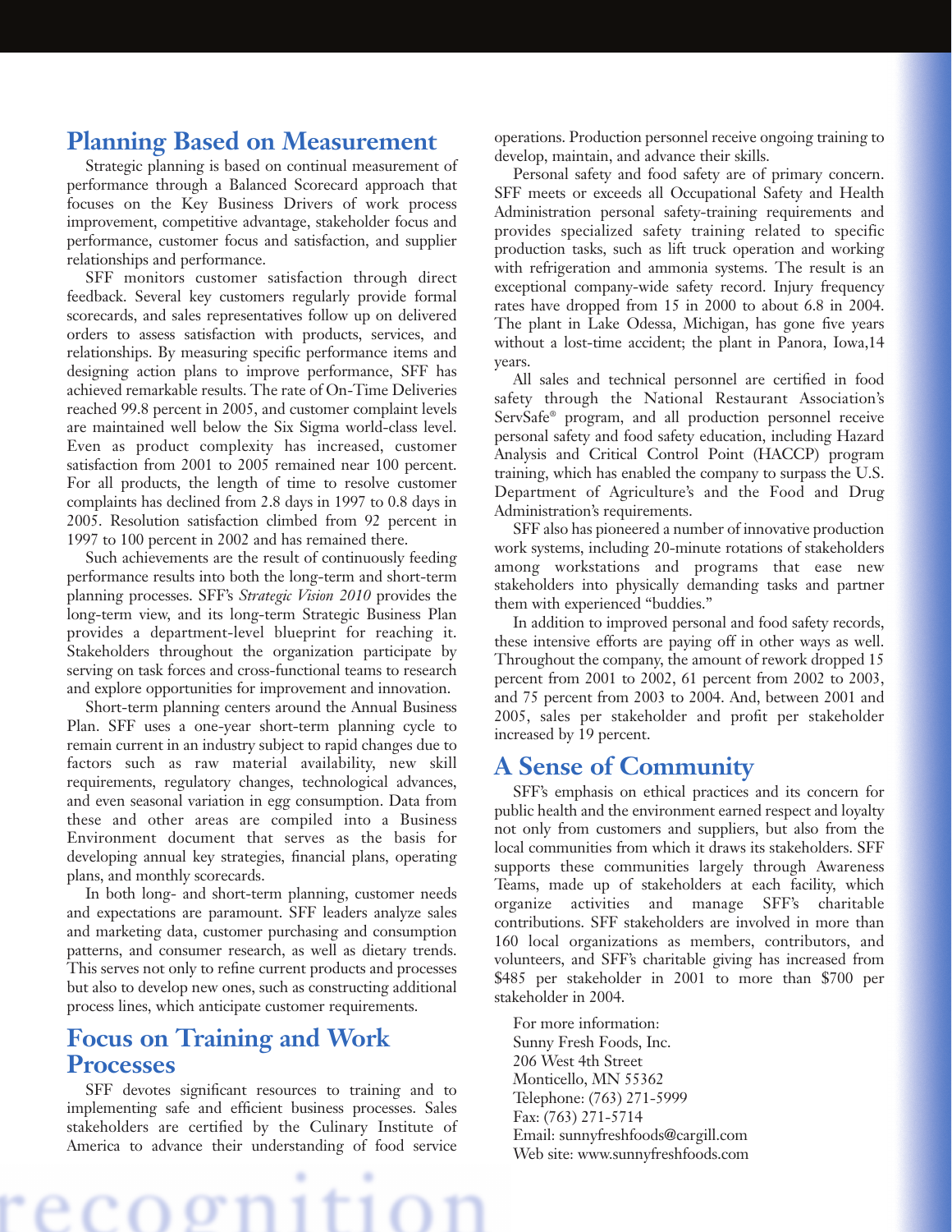## Planning Based on Measurement

Strategic planning is based on continual measurement of performance through a Balanced Scorecard approach that focuses on the Key Business Drivers of work process improvement, competitive advantage, stakeholder focus and performance, customer focus and satisfaction, and supplier relationships and performance.

SFF monitors customer satisfaction through direct feedback. Several key customers regularly provide formal scorecards, and sales representatives follow up on delivered orders to assess satisfaction with products, services, and relationships. By measuring specific performance items and designing action plans to improve performance, SFF has achieved remarkable results. The rate of On-Time Deliveries reached 99.8 percent in 2005, and customer complaint levels are maintained well below the Six Sigma world-class level. Even as product complexity has increased, customer satisfaction from 2001 to 2005 remained near 100 percent. For all products, the length of time to resolve customer complaints has declined from 2.8 days in 1997 to 0.8 days in 2005. Resolution satisfaction climbed from 92 percent in 1997 to 100 percent in 2002 and has remained there.

Such achievements are the result of continuously feeding performance results into both the long-term and short-term planning processes. SFF's *Strategic Vision 2010* provides the long-term view, and its long-term Strategic Business Plan provides a department-level blueprint for reaching it. Stakeholders throughout the organization participate by serving on task forces and cross-functional teams to research and explore opportunities for improvement and innovation.

Short-term planning centers around the Annual Business Plan. SFF uses a one-year short-term planning cycle to remain current in an industry subject to rapid changes due to factors such as raw material availability, new skill requirements, regulatory changes, technological advances, and even seasonal variation in egg consumption. Data from these and other areas are compiled into a Business Environment document that serves as the basis for developing annual key strategies, financial plans, operating plans, and monthly scorecards.

In both long- and short-term planning, customer needs and expectations are paramount. SFF leaders analyze sales and marketing data, customer purchasing and consumption patterns, and consumer research, as well as dietary trends. This serves not only to refine current products and processes but also to develop new ones, such as constructing additional process lines, which anticipate customer requirements.

## Focus on Training and Work Processes

SFF devotes significant resources to training and to implementing safe and efficient business processes. Sales stakeholders are certified by the Culinary Institute of America to advance their understanding of food service operations. Production personnel receive ongoing training to develop, maintain, and advance their skills.

Personal safety and food safety are of primary concern. SFF meets or exceeds all Occupational Safety and Health Administration personal safety-training requirements and provides specialized safety training related to specific production tasks, such as lift truck operation and working with refrigeration and ammonia systems. The result is an exceptional company-wide safety record. Injury frequency rates have dropped from 15 in 2000 to about 6.8 in 2004. The plant in Lake Odessa, Michigan, has gone five years without a lost-time accident; the plant in Panora, Iowa,14 years.

All sales and technical personnel are certified in food safety through the National Restaurant Association's ServSafe® program, and all production personnel receive personal safety and food safety education, including Hazard Analysis and Critical Control Point (HACCP) program training, which has enabled the company to surpass the U.S. Department of Agriculture's and the Food and Drug Administration's requirements.

SFF also has pioneered a number of innovative production work systems, including 20-minute rotations of stakeholders among workstations and programs that ease new stakeholders into physically demanding tasks and partner them with experienced "buddies."

In addition to improved personal and food safety records, these intensive efforts are paying off in other ways as well. Throughout the company, the amount of rework dropped 15 percent from 2001 to 2002, 61 percent from 2002 to 2003, and 75 percent from 2003 to 2004. And, between 2001 and 2005, sales per stakeholder and profit per stakeholder increased by 19 percent.

## A Sense of Community

SFF's emphasis on ethical practices and its concern for public health and the environment earned respect and loyalty not only from customers and suppliers, but also from the local communities from which it draws its stakeholders. SFF supports these communities largely through Awareness Teams, made up of stakeholders at each facility, which organize activities and manage SFF's charitable contributions. SFF stakeholders are involved in more than 160 local organizations as members, contributors, and volunteers, and SFF's charitable giving has increased from $485 per stakeholder in 2001 to more than $700 per stakeholder in 2004.

For more information:
Sunny Fresh Foods, Inc.
206 West 4th Street
Monticello, MN 55362
Telephone: (763) 271-5999
Fax: (763) 271-5714
Email: sunnyfreshfoods@cargill.com
Web site: www.sunnyfreshfoods.com